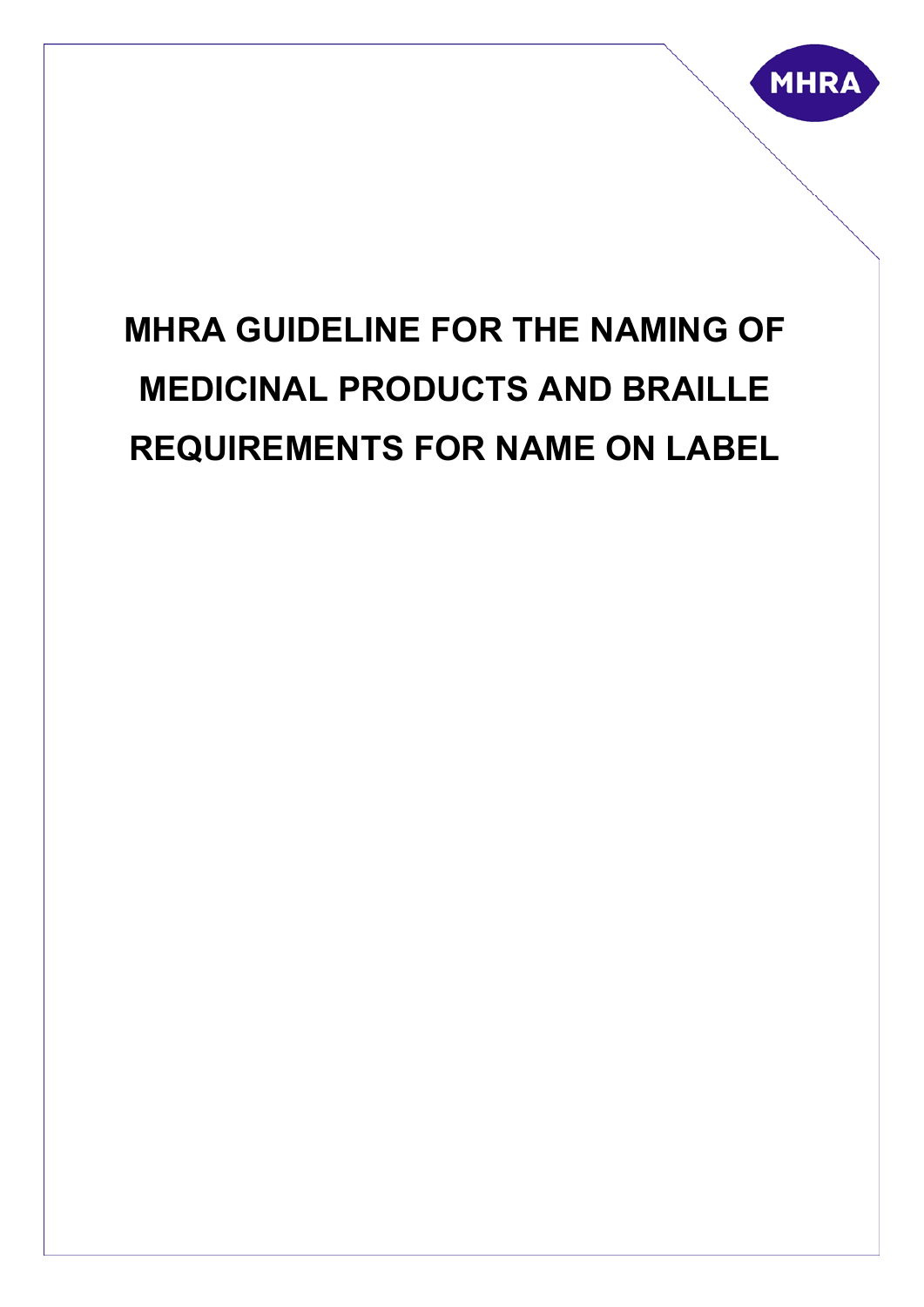# MHRA GUIDELINE FOR THE NAMING OF MEDICINAL PRODUCTS AND BRAILLE REQUIREMENTS FOR NAME ON LABEL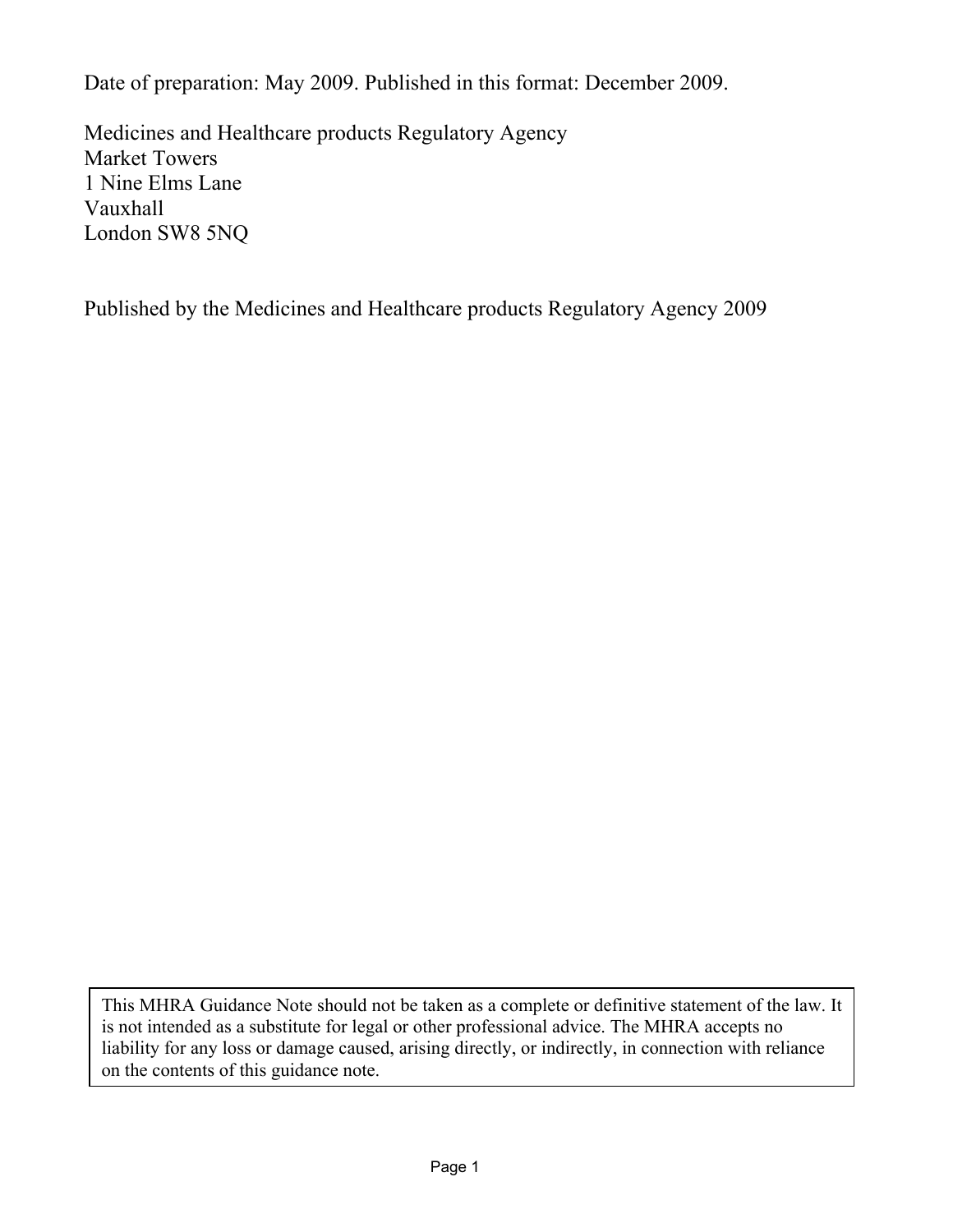Date of preparation: May 2009. Published in this format: December 2009.

Medicines and Healthcare products Regulatory Agency
Market Towers
1 Nine Elms Lane
Vauxhall
London SW8 5NQ

Published by the Medicines and Healthcare products Regulatory Agency 2009

> This MHRA Guidance Note should not be taken as a complete or definitive statement of the law. It is not intended as a substitute for legal or other professional advice. The MHRA accepts no liability for any loss or damage caused, arising directly, or indirectly, in connection with reliance on the contents of this guidance note.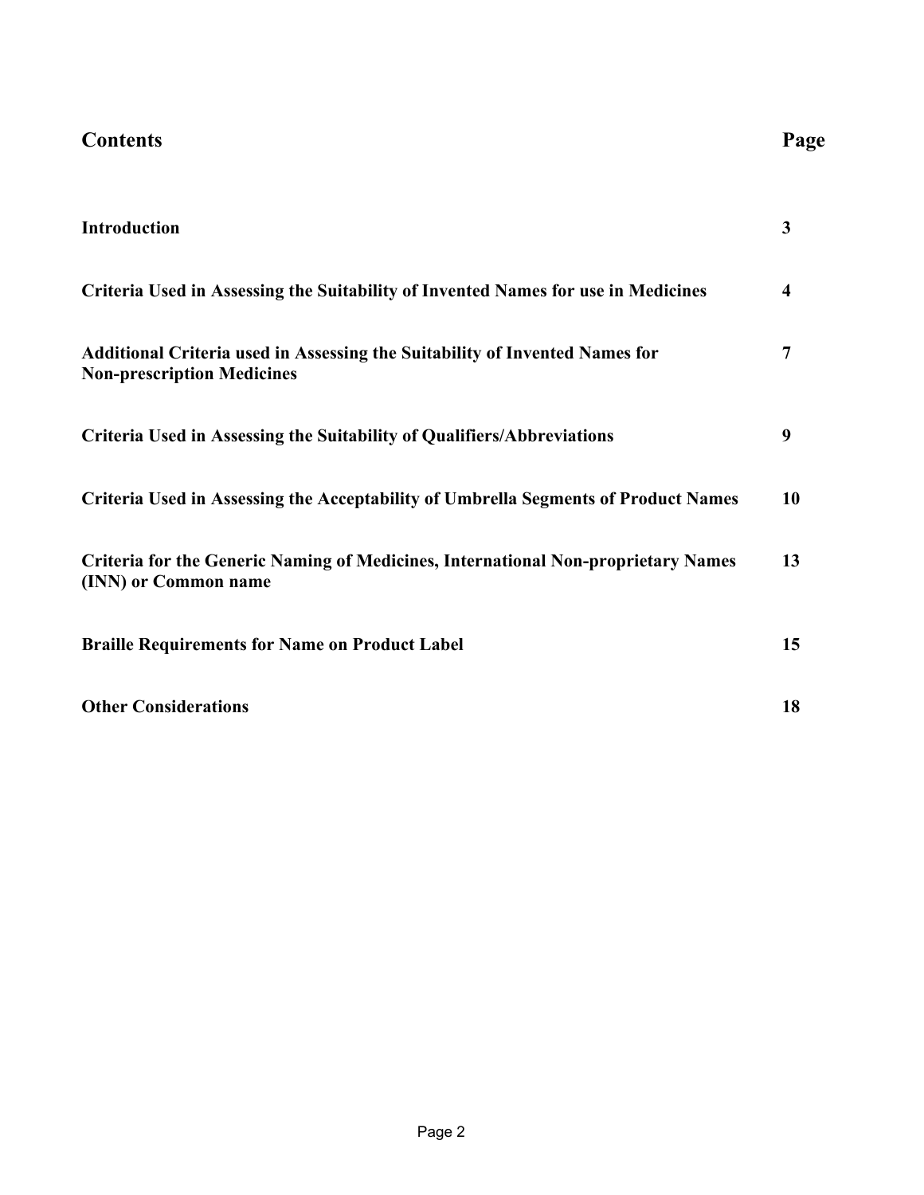## Contents

| Contents | Page |
| --- | --- |
| **Introduction** | **3** |
| **Criteria Used in Assessing the Suitability of Invented Names for use in Medicines** | **4** |
| **Additional Criteria used in Assessing the Suitability of Invented Names for Non-prescription Medicines** | **7** |
| **Criteria Used in Assessing the Suitability of Qualifiers/Abbreviations** | **9** |
| **Criteria Used in Assessing the Acceptability of Umbrella Segments of Product Names** | **10** |
| **Criteria for the Generic Naming of Medicines, International Non-proprietary Names (INN) or Common name** | **13** |
| **Braille Requirements for Name on Product Label** | **15** |
| **Other Considerations** | **18** |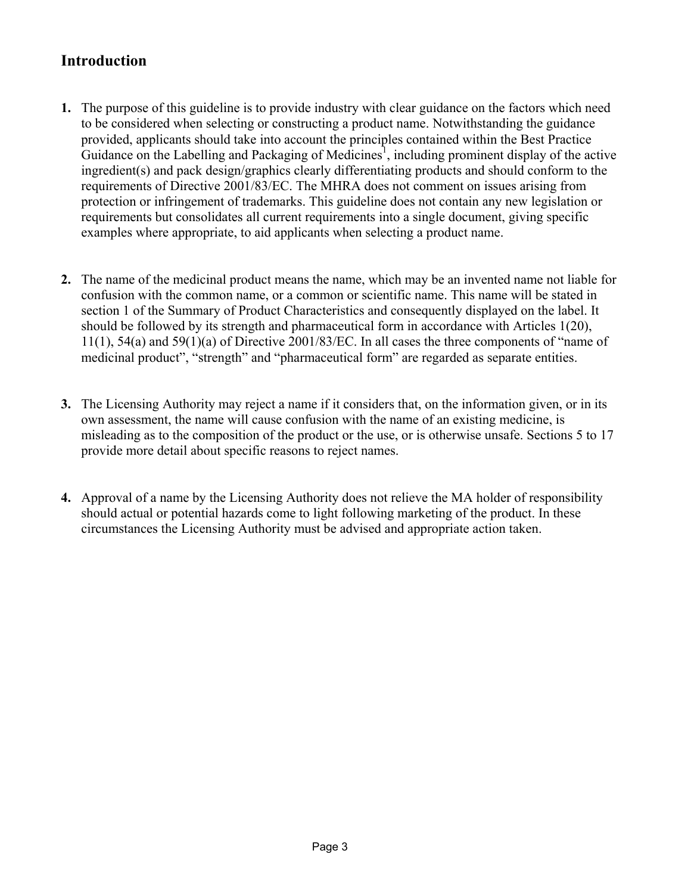## Introduction

1. The purpose of this guideline is to provide industry with clear guidance on the factors which need to be considered when selecting or constructing a product name. Notwithstanding the guidance provided, applicants should take into account the principles contained within the Best Practice Guidance on the Labelling and Packaging of Medicines[1], including prominent display of the active ingredient(s) and pack design/graphics clearly differentiating products and should conform to the requirements of Directive 2001/83/EC. The MHRA does not comment on issues arising from protection or infringement of trademarks. This guideline does not contain any new legislation or requirements but consolidates all current requirements into a single document, giving specific examples where appropriate, to aid applicants when selecting a product name.

2. The name of the medicinal product means the name, which may be an invented name not liable for confusion with the common name, or a common or scientific name. This name will be stated in section 1 of the Summary of Product Characteristics and consequently displayed on the label. It should be followed by its strength and pharmaceutical form in accordance with Articles 1(20), 11(1), 54(a) and 59(1)(a) of Directive 2001/83/EC. In all cases the three components of "name of medicinal product", "strength" and "pharmaceutical form" are regarded as separate entities.

3. The Licensing Authority may reject a name if it considers that, on the information given, or in its own assessment, the name will cause confusion with the name of an existing medicine, is misleading as to the composition of the product or the use, or is otherwise unsafe. Sections 5 to 17 provide more detail about specific reasons to reject names.

4. Approval of a name by the Licensing Authority does not relieve the MA holder of responsibility should actual or potential hazards come to light following marketing of the product. In these circumstances the Licensing Authority must be advised and appropriate action taken.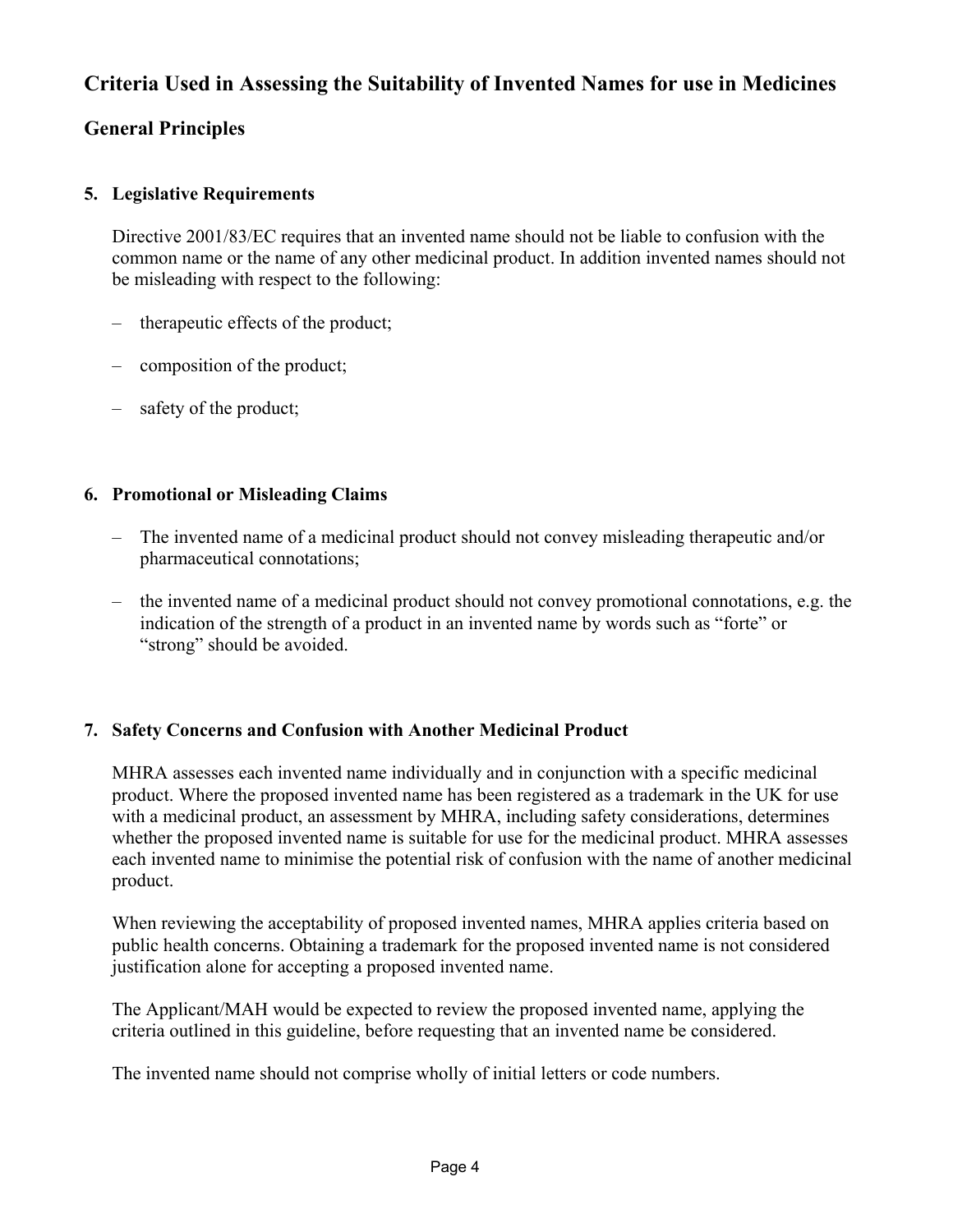## Criteria Used in Assessing the Suitability of Invented Names for use in Medicines

### General Principles

#### 5. Legislative Requirements

Directive 2001/83/EC requires that an invented name should not be liable to confusion with the common name or the name of any other medicinal product. In addition invented names should not be misleading with respect to the following:

- therapeutic effects of the product;
- composition of the product;
- safety of the product;

#### 6. Promotional or Misleading Claims

- The invented name of a medicinal product should not convey misleading therapeutic and/or pharmaceutical connotations;
- the invented name of a medicinal product should not convey promotional connotations, e.g. the indication of the strength of a product in an invented name by words such as "forte" or "strong" should be avoided.

#### 7. Safety Concerns and Confusion with Another Medicinal Product

MHRA assesses each invented name individually and in conjunction with a specific medicinal product. Where the proposed invented name has been registered as a trademark in the UK for use with a medicinal product, an assessment by MHRA, including safety considerations, determines whether the proposed invented name is suitable for use for the medicinal product. MHRA assesses each invented name to minimise the potential risk of confusion with the name of another medicinal product.

When reviewing the acceptability of proposed invented names, MHRA applies criteria based on public health concerns. Obtaining a trademark for the proposed invented name is not considered justification alone for accepting a proposed invented name.

The Applicant/MAH would be expected to review the proposed invented name, applying the criteria outlined in this guideline, before requesting that an invented name be considered.

The invented name should not comprise wholly of initial letters or code numbers.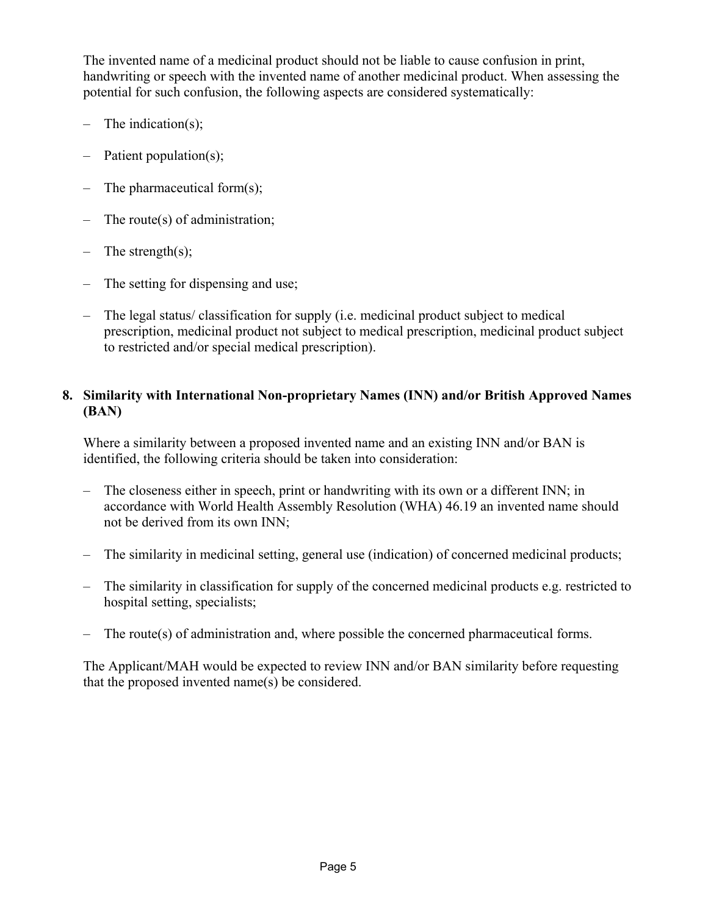The invented name of a medicinal product should not be liable to cause confusion in print, handwriting or speech with the invented name of another medicinal product. When assessing the potential for such confusion, the following aspects are considered systematically:

- The indication(s);
- Patient population(s);
- The pharmaceutical form(s);
- The route(s) of administration;
- The strength(s);
- The setting for dispensing and use;
- The legal status/ classification for supply (i.e. medicinal product subject to medical prescription, medicinal product not subject to medical prescription, medicinal product subject to restricted and/or special medical prescription).

## 8. Similarity with International Non-proprietary Names (INN) and/or British Approved Names (BAN)

Where a similarity between a proposed invented name and an existing INN and/or BAN is identified, the following criteria should be taken into consideration:

- The closeness either in speech, print or handwriting with its own or a different INN; in accordance with World Health Assembly Resolution (WHA) 46.19 an invented name should not be derived from its own INN;
- The similarity in medicinal setting, general use (indication) of concerned medicinal products;
- The similarity in classification for supply of the concerned medicinal products e.g. restricted to hospital setting, specialists;
- The route(s) of administration and, where possible the concerned pharmaceutical forms.

The Applicant/MAH would be expected to review INN and/or BAN similarity before requesting that the proposed invented name(s) be considered.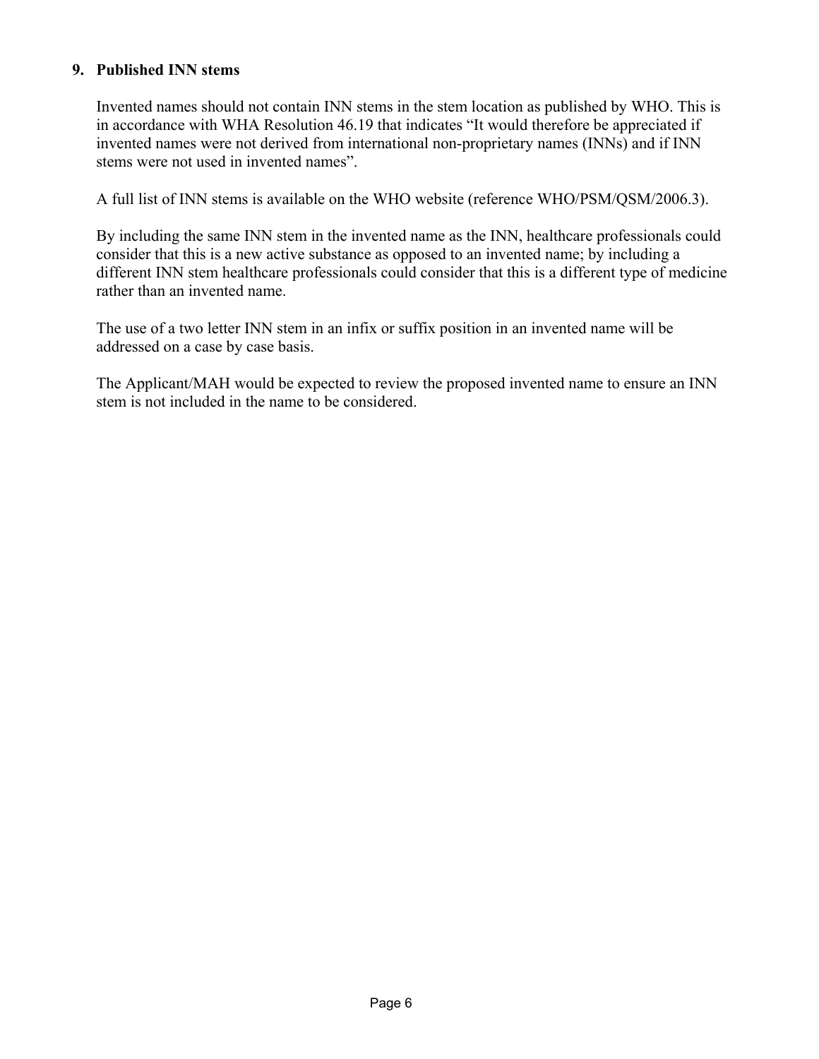## 9. Published INN stems

Invented names should not contain INN stems in the stem location as published by WHO. This is in accordance with WHA Resolution 46.19 that indicates "It would therefore be appreciated if invented names were not derived from international non-proprietary names (INNs) and if INN stems were not used in invented names".

A full list of INN stems is available on the WHO website (reference WHO/PSM/QSM/2006.3).

By including the same INN stem in the invented name as the INN, healthcare professionals could consider that this is a new active substance as opposed to an invented name; by including a different INN stem healthcare professionals could consider that this is a different type of medicine rather than an invented name.

The use of a two letter INN stem in an infix or suffix position in an invented name will be addressed on a case by case basis.

The Applicant/MAH would be expected to review the proposed invented name to ensure an INN stem is not included in the name to be considered.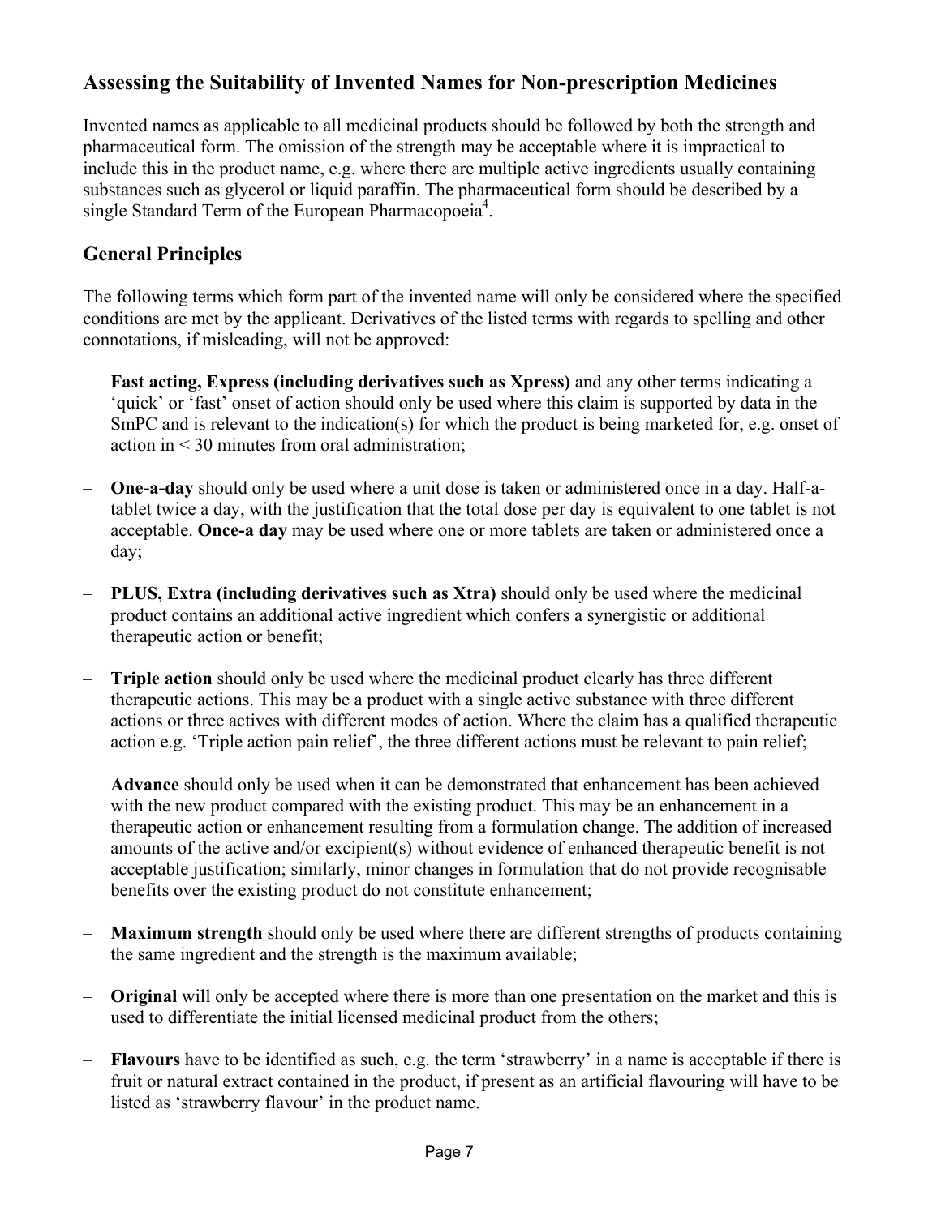## Assessing the Suitability of Invented Names for Non-prescription Medicines

Invented names as applicable to all medicinal products should be followed by both the strength and pharmaceutical form. The omission of the strength may be acceptable where it is impractical to include this in the product name, e.g. where there are multiple active ingredients usually containing substances such as glycerol or liquid paraffin. The pharmaceutical form should be described by a single Standard Term of the European Pharmacopoeia[4].

## General Principles

The following terms which form part of the invented name will only be considered where the specified conditions are met by the applicant. Derivatives of the listed terms with regards to spelling and other connotations, if misleading, will not be approved:

- **Fast acting, Express (including derivatives such as Xpress)** and any other terms indicating a 'quick' or 'fast' onset of action should only be used where this claim is supported by data in the SmPC and is relevant to the indication(s) for which the product is being marketed for, e.g. onset of action in < 30 minutes from oral administration;

- **One-a-day** should only be used where a unit dose is taken or administered once in a day. Half-a-tablet twice a day, with the justification that the total dose per day is equivalent to one tablet is not acceptable. **Once-a day** may be used where one or more tablets are taken or administered once a day;

- **PLUS, Extra (including derivatives such as Xtra)** should only be used where the medicinal product contains an additional active ingredient which confers a synergistic or additional therapeutic action or benefit;

- **Triple action** should only be used where the medicinal product clearly has three different therapeutic actions. This may be a product with a single active substance with three different actions or three actives with different modes of action. Where the claim has a qualified therapeutic action e.g. 'Triple action pain relief', the three different actions must be relevant to pain relief;

- **Advance** should only be used when it can be demonstrated that enhancement has been achieved with the new product compared with the existing product. This may be an enhancement in a therapeutic action or enhancement resulting from a formulation change. The addition of increased amounts of the active and/or excipient(s) without evidence of enhanced therapeutic benefit is not acceptable justification; similarly, minor changes in formulation that do not provide recognisable benefits over the existing product do not constitute enhancement;

- **Maximum strength** should only be used where there are different strengths of products containing the same ingredient and the strength is the maximum available;

- **Original** will only be accepted where there is more than one presentation on the market and this is used to differentiate the initial licensed medicinal product from the others;

- **Flavours** have to be identified as such, e.g. the term 'strawberry' in a name is acceptable if there is fruit or natural extract contained in the product, if present as an artificial flavouring will have to be listed as 'strawberry flavour' in the product name.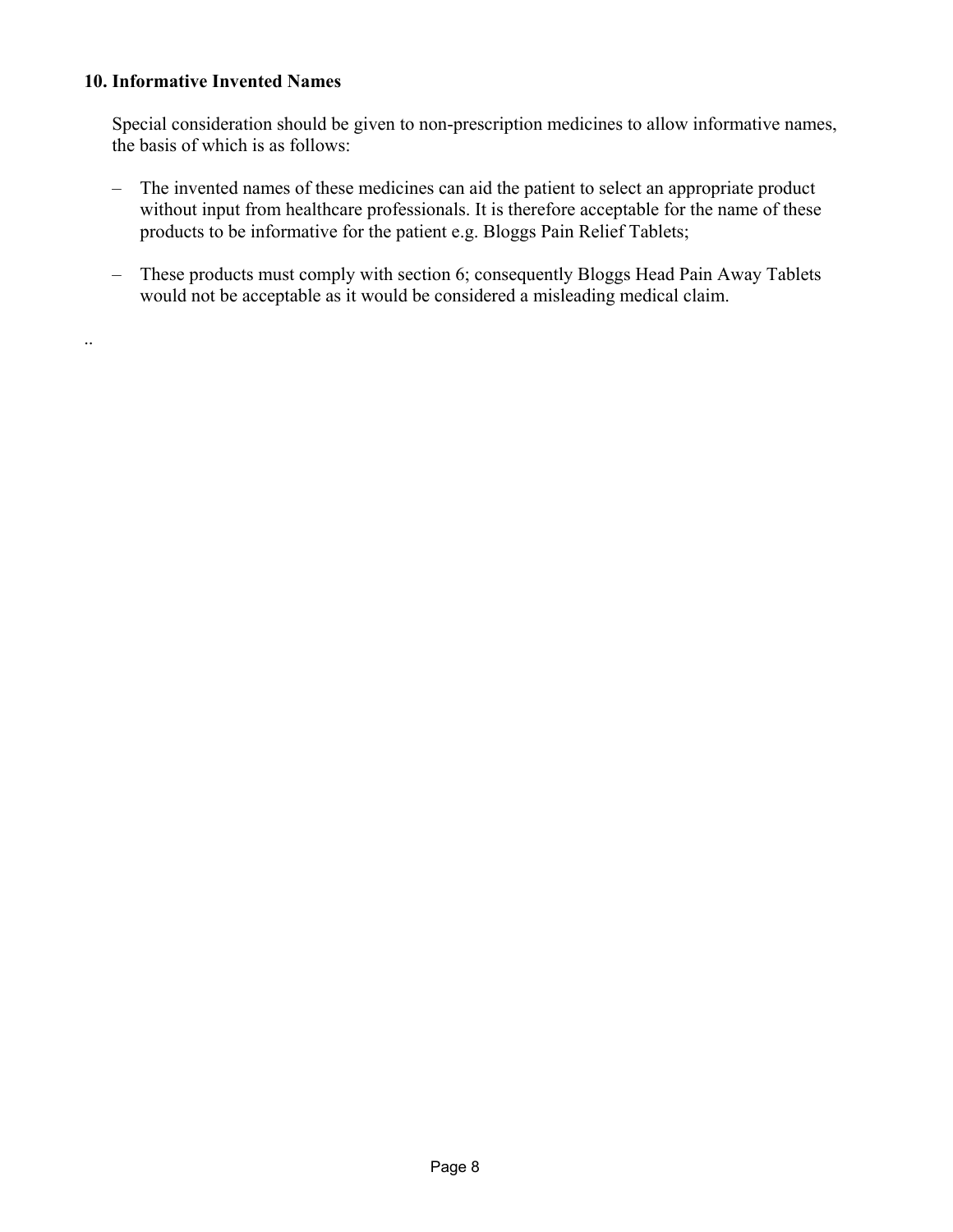## 10. Informative Invented Names

Special consideration should be given to non-prescription medicines to allow informative names, the basis of which is as follows:

- The invented names of these medicines can aid the patient to select an appropriate product without input from healthcare professionals. It is therefore acceptable for the name of these products to be informative for the patient e.g. Bloggs Pain Relief Tablets;
- These products must comply with section 6; consequently Bloggs Head Pain Away Tablets would not be acceptable as it would be considered a misleading medical claim.

..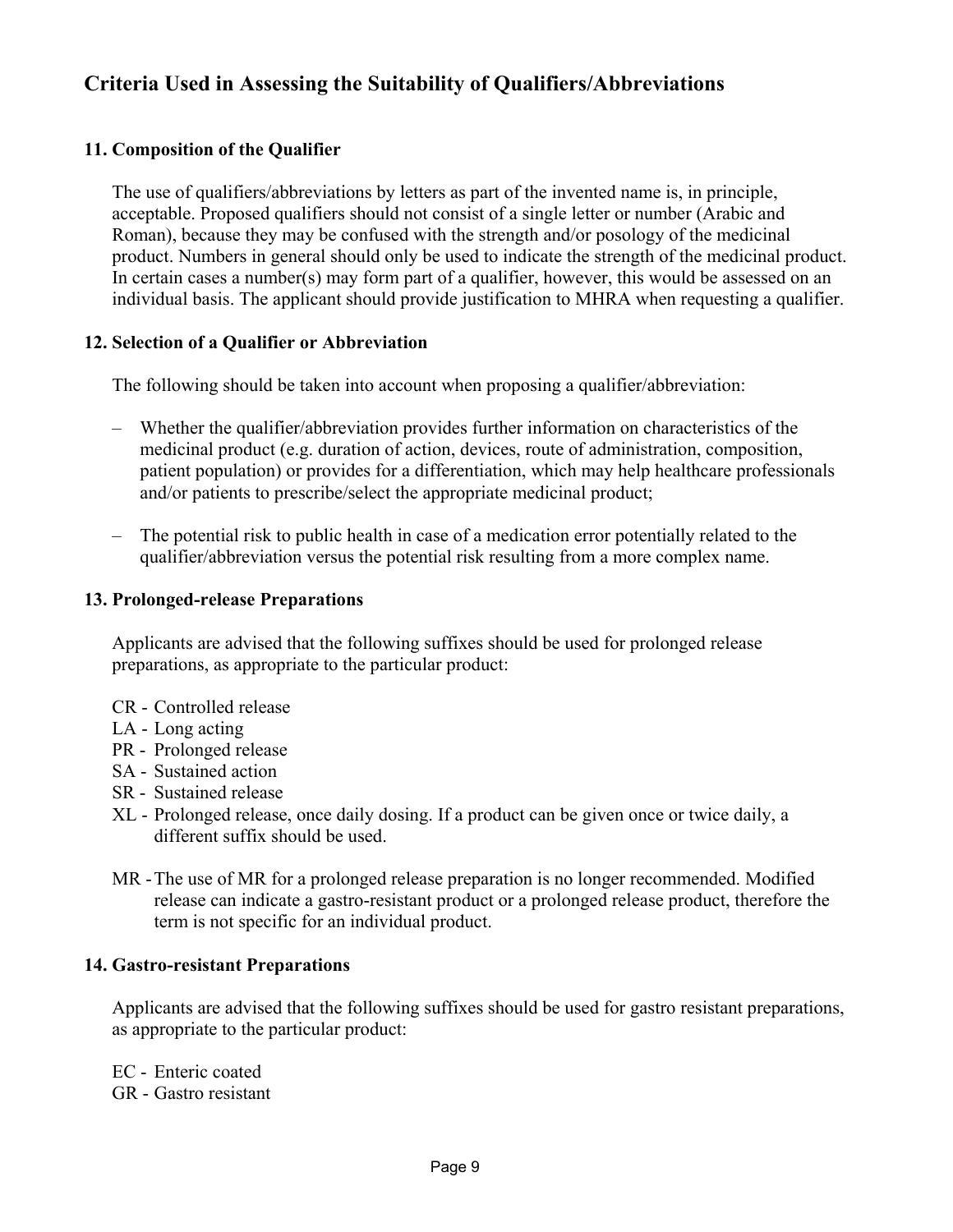## Criteria Used in Assessing the Suitability of Qualifiers/Abbreviations

### 11. Composition of the Qualifier

The use of qualifiers/abbreviations by letters as part of the invented name is, in principle, acceptable. Proposed qualifiers should not consist of a single letter or number (Arabic and Roman), because they may be confused with the strength and/or posology of the medicinal product. Numbers in general should only be used to indicate the strength of the medicinal product. In certain cases a number(s) may form part of a qualifier, however, this would be assessed on an individual basis. The applicant should provide justification to MHRA when requesting a qualifier.

### 12. Selection of a Qualifier or Abbreviation

The following should be taken into account when proposing a qualifier/abbreviation:

– Whether the qualifier/abbreviation provides further information on characteristics of the medicinal product (e.g. duration of action, devices, route of administration, composition, patient population) or provides for a differentiation, which may help healthcare professionals and/or patients to prescribe/select the appropriate medicinal product;

– The potential risk to public health in case of a medication error potentially related to the qualifier/abbreviation versus the potential risk resulting from a more complex name.

### 13. Prolonged-release Preparations

Applicants are advised that the following suffixes should be used for prolonged release preparations, as appropriate to the particular product:

CR - Controlled release
LA - Long acting
PR - Prolonged release
SA - Sustained action
SR - Sustained release
XL - Prolonged release, once daily dosing. If a product can be given once or twice daily, a different suffix should be used.

MR - The use of MR for a prolonged release preparation is no longer recommended. Modified release can indicate a gastro-resistant product or a prolonged release product, therefore the term is not specific for an individual product.

### 14. Gastro-resistant Preparations

Applicants are advised that the following suffixes should be used for gastro resistant preparations, as appropriate to the particular product:

EC - Enteric coated
GR - Gastro resistant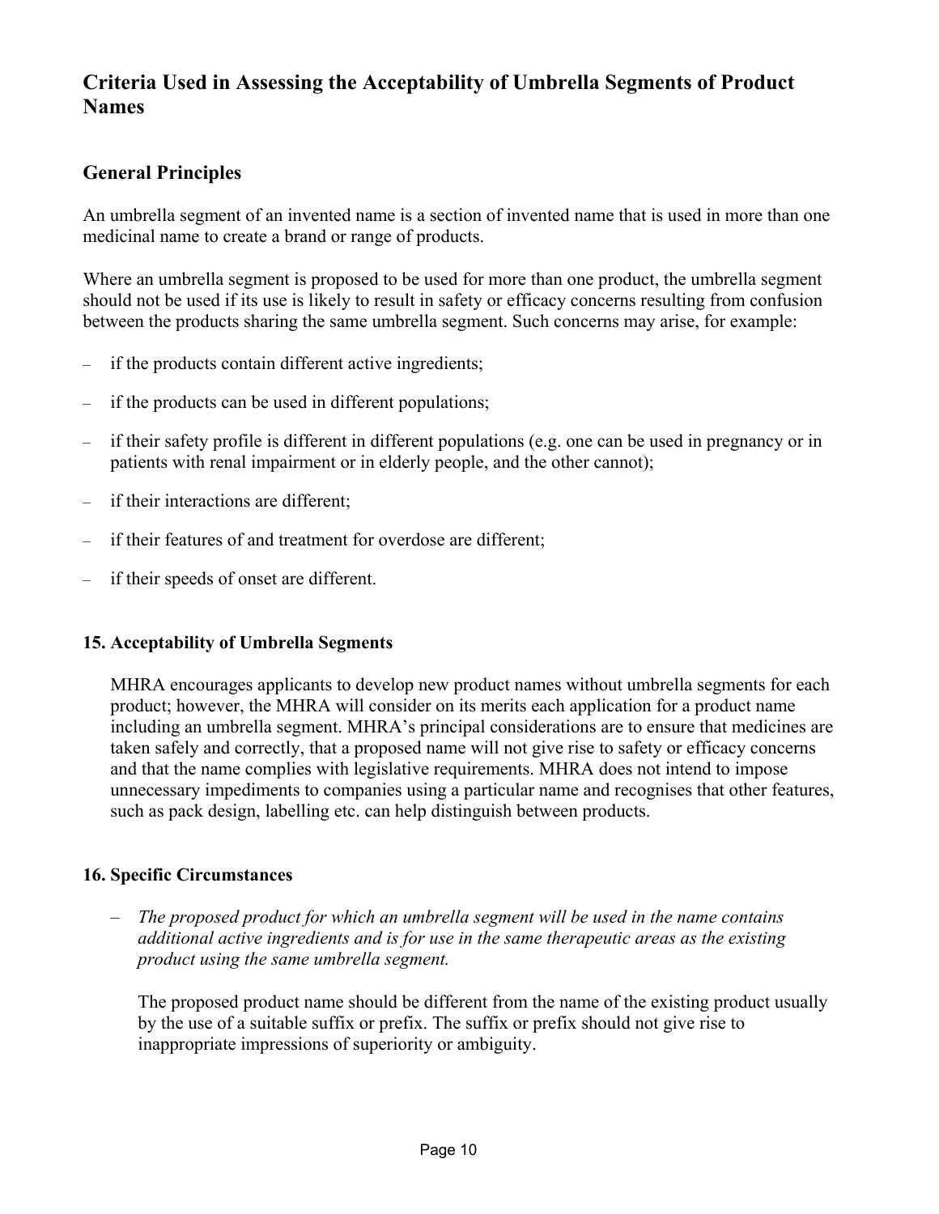## Criteria Used in Assessing the Acceptability of Umbrella Segments of Product Names

## General Principles

An umbrella segment of an invented name is a section of invented name that is used in more than one medicinal name to create a brand or range of products.

Where an umbrella segment is proposed to be used for more than one product, the umbrella segment should not be used if its use is likely to result in safety or efficacy concerns resulting from confusion between the products sharing the same umbrella segment. Such concerns may arise, for example:

- if the products contain different active ingredients;
- if the products can be used in different populations;
- if their safety profile is different in different populations (e.g. one can be used in pregnancy or in patients with renal impairment or in elderly people, and the other cannot);
- if their interactions are different;
- if their features of and treatment for overdose are different;
- if their speeds of onset are different.

### 15. Acceptability of Umbrella Segments

MHRA encourages applicants to develop new product names without umbrella segments for each product; however, the MHRA will consider on its merits each application for a product name including an umbrella segment. MHRA's principal considerations are to ensure that medicines are taken safely and correctly, that a proposed name will not give rise to safety or efficacy concerns and that the name complies with legislative requirements. MHRA does not intend to impose unnecessary impediments to companies using a particular name and recognises that other features, such as pack design, labelling etc. can help distinguish between products.

### 16. Specific Circumstances

- *The proposed product for which an umbrella segment will be used in the name contains additional active ingredients and is for use in the same therapeutic areas as the existing product using the same umbrella segment.*

  The proposed product name should be different from the name of the existing product usually by the use of a suitable suffix or prefix. The suffix or prefix should not give rise to inappropriate impressions of superiority or ambiguity.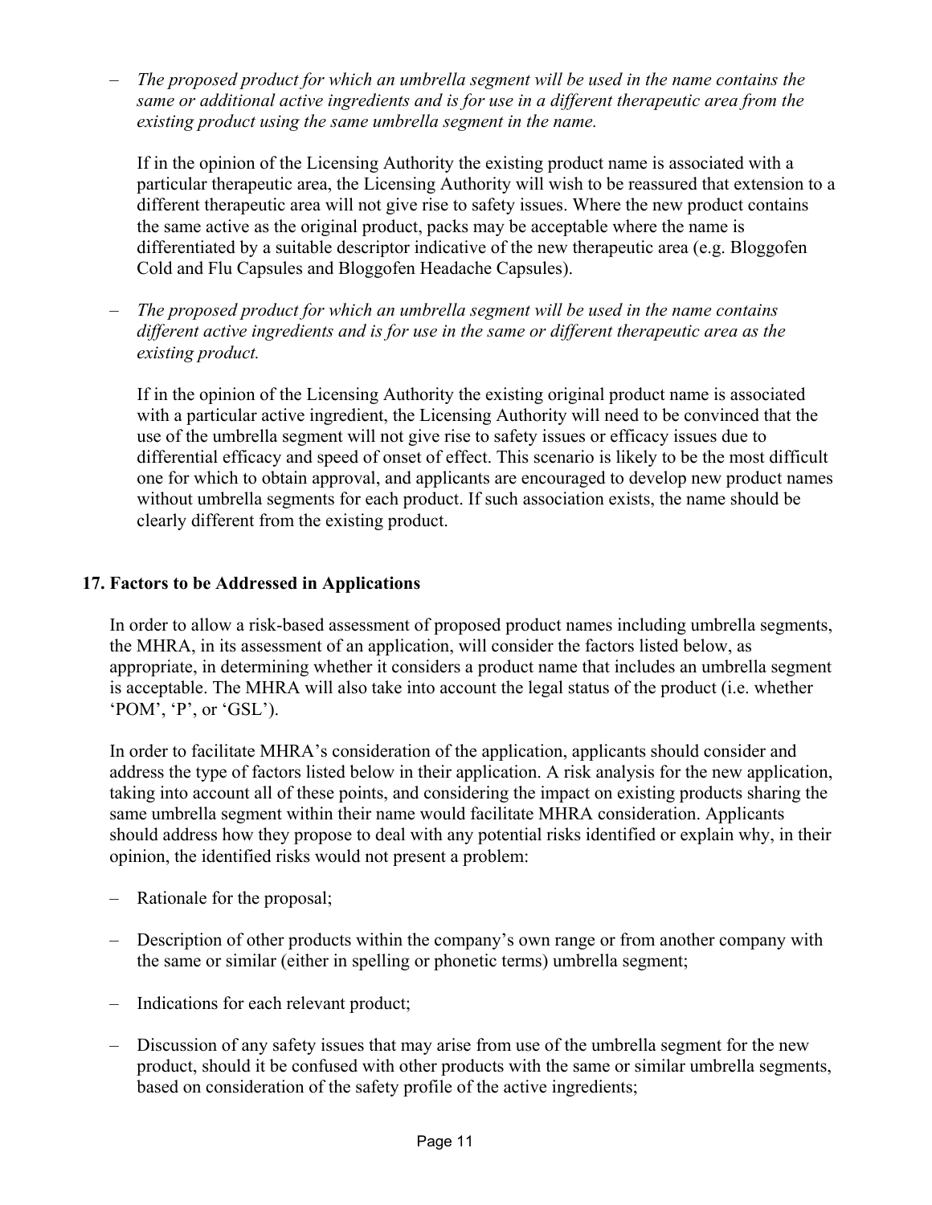– *The proposed product for which an umbrella segment will be used in the name contains the same or additional active ingredients and is for use in a different therapeutic area from the existing product using the same umbrella segment in the name.*

  If in the opinion of the Licensing Authority the existing product name is associated with a particular therapeutic area, the Licensing Authority will wish to be reassured that extension to a different therapeutic area will not give rise to safety issues. Where the new product contains the same active as the original product, packs may be acceptable where the name is differentiated by a suitable descriptor indicative of the new therapeutic area (e.g. Bloggofen Cold and Flu Capsules and Bloggofen Headache Capsules).

– *The proposed product for which an umbrella segment will be used in the name contains different active ingredients and is for use in the same or different therapeutic area as the existing product.*

  If in the opinion of the Licensing Authority the existing original product name is associated with a particular active ingredient, the Licensing Authority will need to be convinced that the use of the umbrella segment will not give rise to safety issues or efficacy issues due to differential efficacy and speed of onset of effect. This scenario is likely to be the most difficult one for which to obtain approval, and applicants are encouraged to develop new product names without umbrella segments for each product. If such association exists, the name should be clearly different from the existing product.

## 17. Factors to be Addressed in Applications

In order to allow a risk-based assessment of proposed product names including umbrella segments, the MHRA, in its assessment of an application, will consider the factors listed below, as appropriate, in determining whether it considers a product name that includes an umbrella segment is acceptable. The MHRA will also take into account the legal status of the product (i.e. whether 'POM', 'P', or 'GSL').

In order to facilitate MHRA's consideration of the application, applicants should consider and address the type of factors listed below in their application. A risk analysis for the new application, taking into account all of these points, and considering the impact on existing products sharing the same umbrella segment within their name would facilitate MHRA consideration. Applicants should address how they propose to deal with any potential risks identified or explain why, in their opinion, the identified risks would not present a problem:

– Rationale for the proposal;

– Description of other products within the company's own range or from another company with the same or similar (either in spelling or phonetic terms) umbrella segment;

– Indications for each relevant product;

– Discussion of any safety issues that may arise from use of the umbrella segment for the new product, should it be confused with other products with the same or similar umbrella segments, based on consideration of the safety profile of the active ingredients;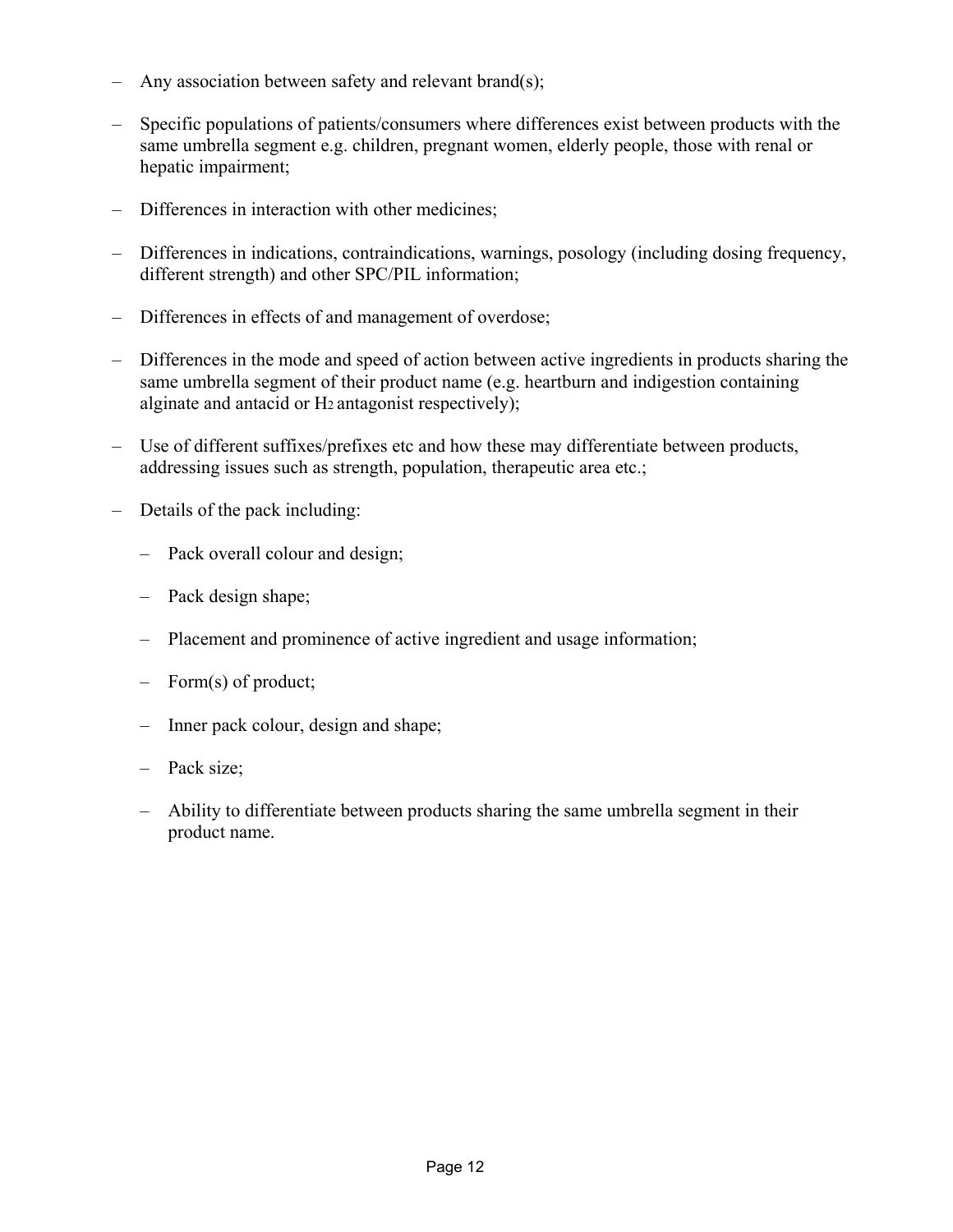- Any association between safety and relevant brand(s);
- Specific populations of patients/consumers where differences exist between products with the same umbrella segment e.g. children, pregnant women, elderly people, those with renal or hepatic impairment;
- Differences in interaction with other medicines;
- Differences in indications, contraindications, warnings, posology (including dosing frequency, different strength) and other SPC/PIL information;
- Differences in effects of and management of overdose;
- Differences in the mode and speed of action between active ingredients in products sharing the same umbrella segment of their product name (e.g. heartburn and indigestion containing alginate and antacid or $H_2$ antagonist respectively);
- Use of different suffixes/prefixes etc and how these may differentiate between products, addressing issues such as strength, population, therapeutic area etc.;
- Details of the pack including:
  - Pack overall colour and design;
  - Pack design shape;
  - Placement and prominence of active ingredient and usage information;
  - Form(s) of product;
  - Inner pack colour, design and shape;
  - Pack size;
  - Ability to differentiate between products sharing the same umbrella segment in their product name.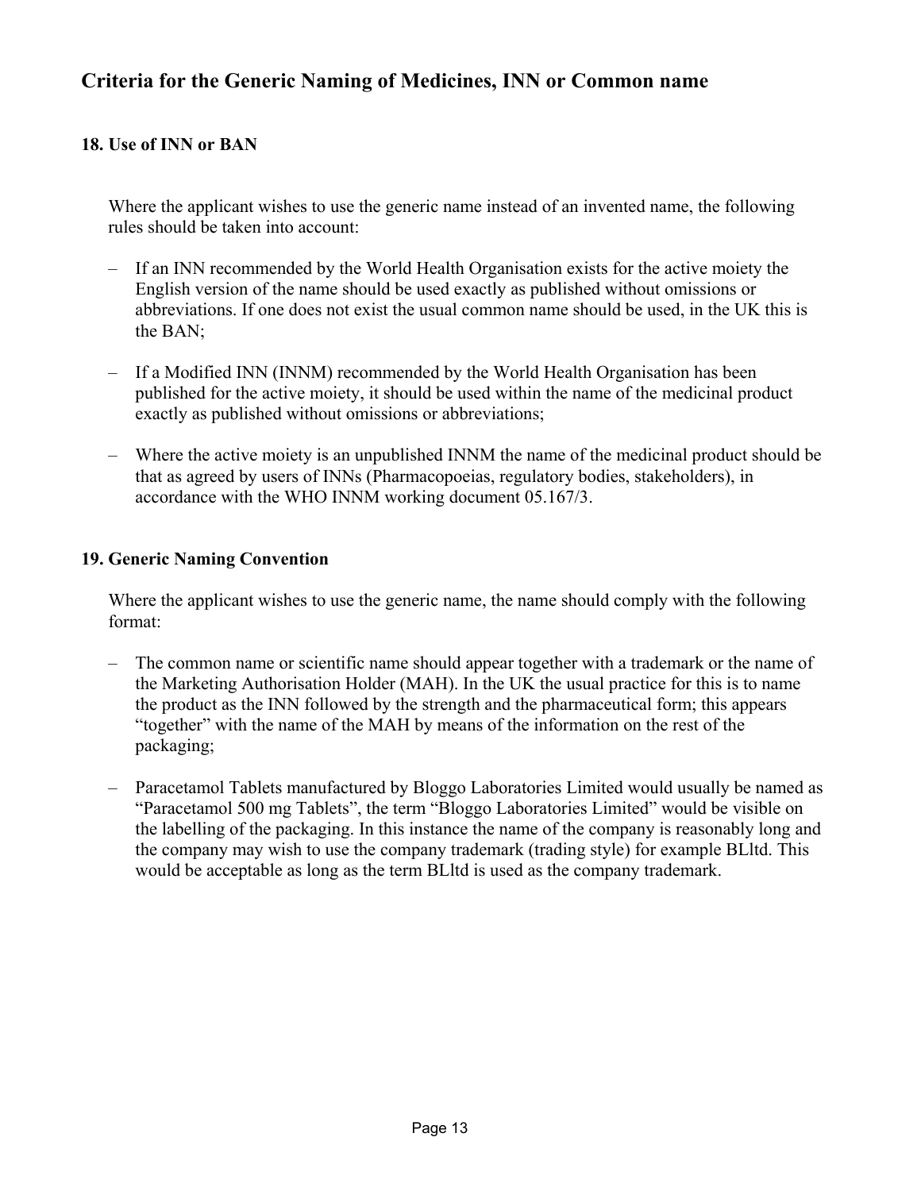## Criteria for the Generic Naming of Medicines, INN or Common name

### 18. Use of INN or BAN

Where the applicant wishes to use the generic name instead of an invented name, the following rules should be taken into account:

- If an INN recommended by the World Health Organisation exists for the active moiety the English version of the name should be used exactly as published without omissions or abbreviations. If one does not exist the usual common name should be used, in the UK this is the BAN;
- If a Modified INN (INNM) recommended by the World Health Organisation has been published for the active moiety, it should be used within the name of the medicinal product exactly as published without omissions or abbreviations;
- Where the active moiety is an unpublished INNM the name of the medicinal product should be that as agreed by users of INNs (Pharmacopoeias, regulatory bodies, stakeholders), in accordance with the WHO INNM working document 05.167/3.

### 19. Generic Naming Convention

Where the applicant wishes to use the generic name, the name should comply with the following format:

- The common name or scientific name should appear together with a trademark or the name of the Marketing Authorisation Holder (MAH). In the UK the usual practice for this is to name the product as the INN followed by the strength and the pharmaceutical form; this appears "together" with the name of the MAH by means of the information on the rest of the packaging;
- Paracetamol Tablets manufactured by Bloggo Laboratories Limited would usually be named as "Paracetamol 500 mg Tablets", the term "Bloggo Laboratories Limited" would be visible on the labelling of the packaging. In this instance the name of the company is reasonably long and the company may wish to use the company trademark (trading style) for example BLltd. This would be acceptable as long as the term BLltd is used as the company trademark.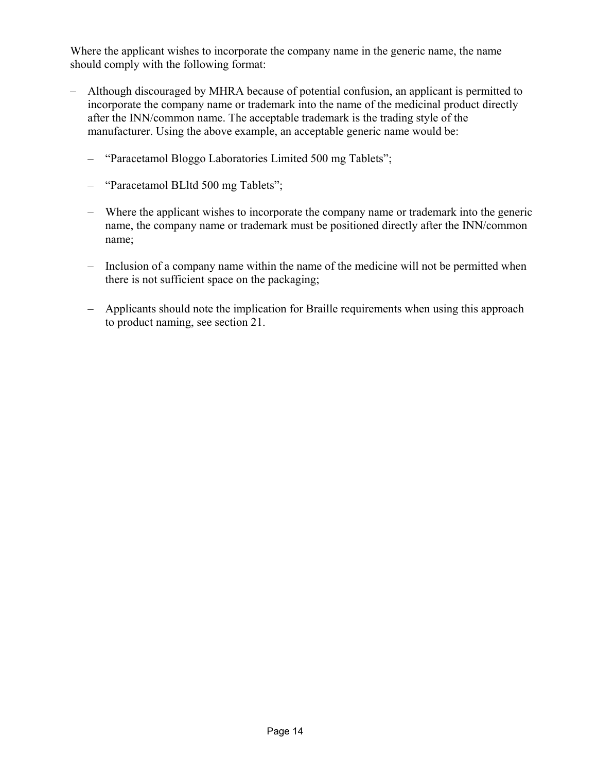Where the applicant wishes to incorporate the company name in the generic name, the name should comply with the following format:

- Although discouraged by MHRA because of potential confusion, an applicant is permitted to incorporate the company name or trademark into the name of the medicinal product directly after the INN/common name. The acceptable trademark is the trading style of the manufacturer. Using the above example, an acceptable generic name would be:
  - "Paracetamol Bloggo Laboratories Limited 500 mg Tablets";
  - "Paracetamol BLltd 500 mg Tablets";
  - Where the applicant wishes to incorporate the company name or trademark into the generic name, the company name or trademark must be positioned directly after the INN/common name;
  - Inclusion of a company name within the name of the medicine will not be permitted when there is not sufficient space on the packaging;
  - Applicants should note the implication for Braille requirements when using this approach to product naming, see section 21.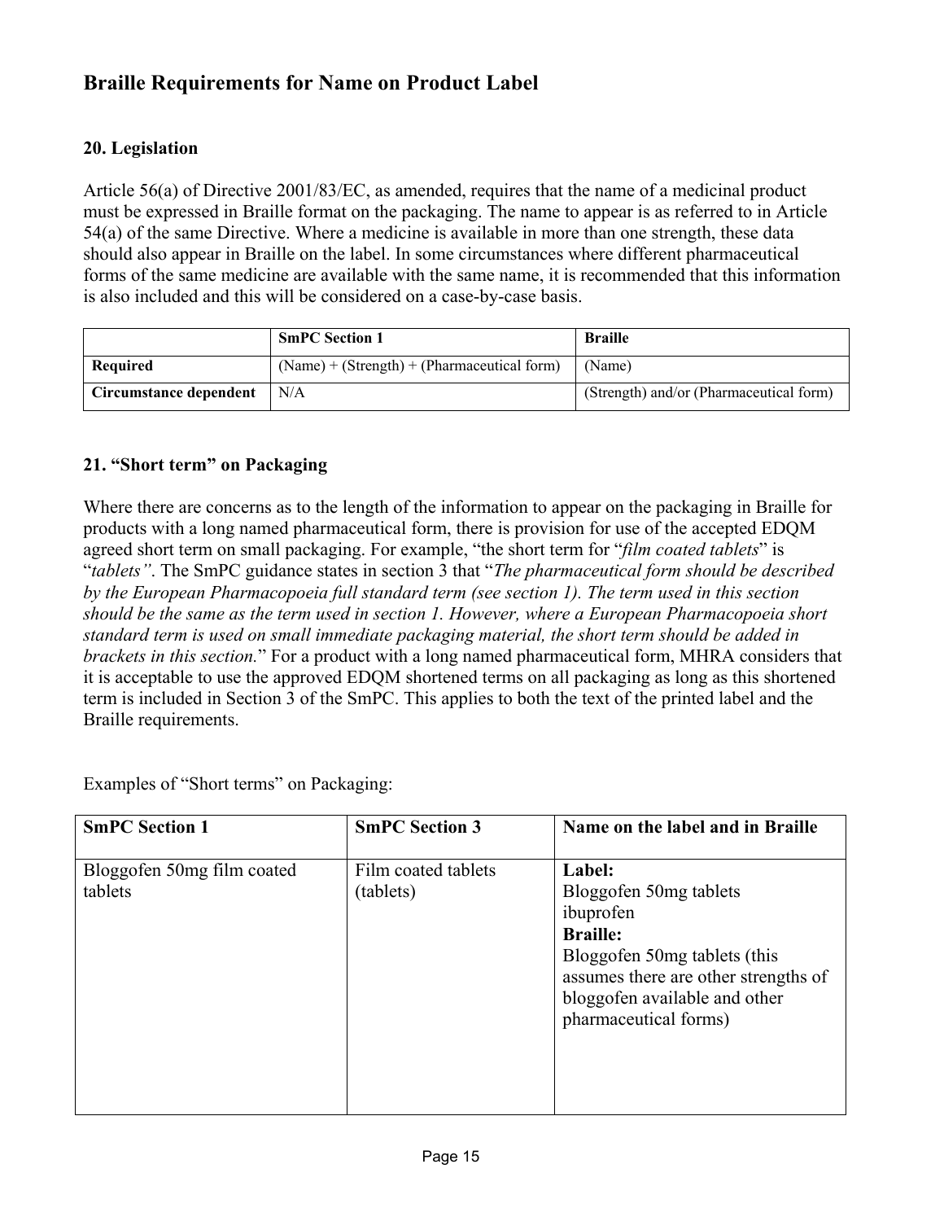## Braille Requirements for Name on Product Label

### 20. Legislation

Article 56(a) of Directive 2001/83/EC, as amended, requires that the name of a medicinal product must be expressed in Braille format on the packaging. The name to appear is as referred to in Article 54(a) of the same Directive. Where a medicine is available in more than one strength, these data should also appear in Braille on the label. In some circumstances where different pharmaceutical forms of the same medicine are available with the same name, it is recommended that this information is also included and this will be considered on a case-by-case basis.

| | SmPC Section 1 | Braille |
|---|---|---|
| **Required** | (Name) + (Strength) + (Pharmaceutical form) | (Name) |
| **Circumstance dependent** | N/A | (Strength) and/or (Pharmaceutical form) |

### 21. "Short term" on Packaging

Where there are concerns as to the length of the information to appear on the packaging in Braille for products with a long named pharmaceutical form, there is provision for use of the accepted EDQM agreed short term on small packaging. For example, "the short term for "*film coated tablets*" is "*tablets"*. The SmPC guidance states in section 3 that "*The pharmaceutical form should be described by the European Pharmacopoeia full standard term (see section 1). The term used in this section should be the same as the term used in section 1. However, where a European Pharmacopoeia short standard term is used on small immediate packaging material, the short term should be added in brackets in this section.*" For a product with a long named pharmaceutical form, MHRA considers that it is acceptable to use the approved EDQM shortened terms on all packaging as long as this shortened term is included in Section 3 of the SmPC. This applies to both the text of the printed label and the Braille requirements.

Examples of "Short terms" on Packaging:

| SmPC Section 1 | SmPC Section 3 | Name on the label and in Braille |
|---|---|---|
| Bloggofen 50mg film coated tablets | Film coated tablets (tablets) | **Label:** Bloggofen 50mg tablets ibuprofen **Braille:** Bloggofen 50mg tablets (this assumes there are other strengths of bloggofen available and other pharmaceutical forms) |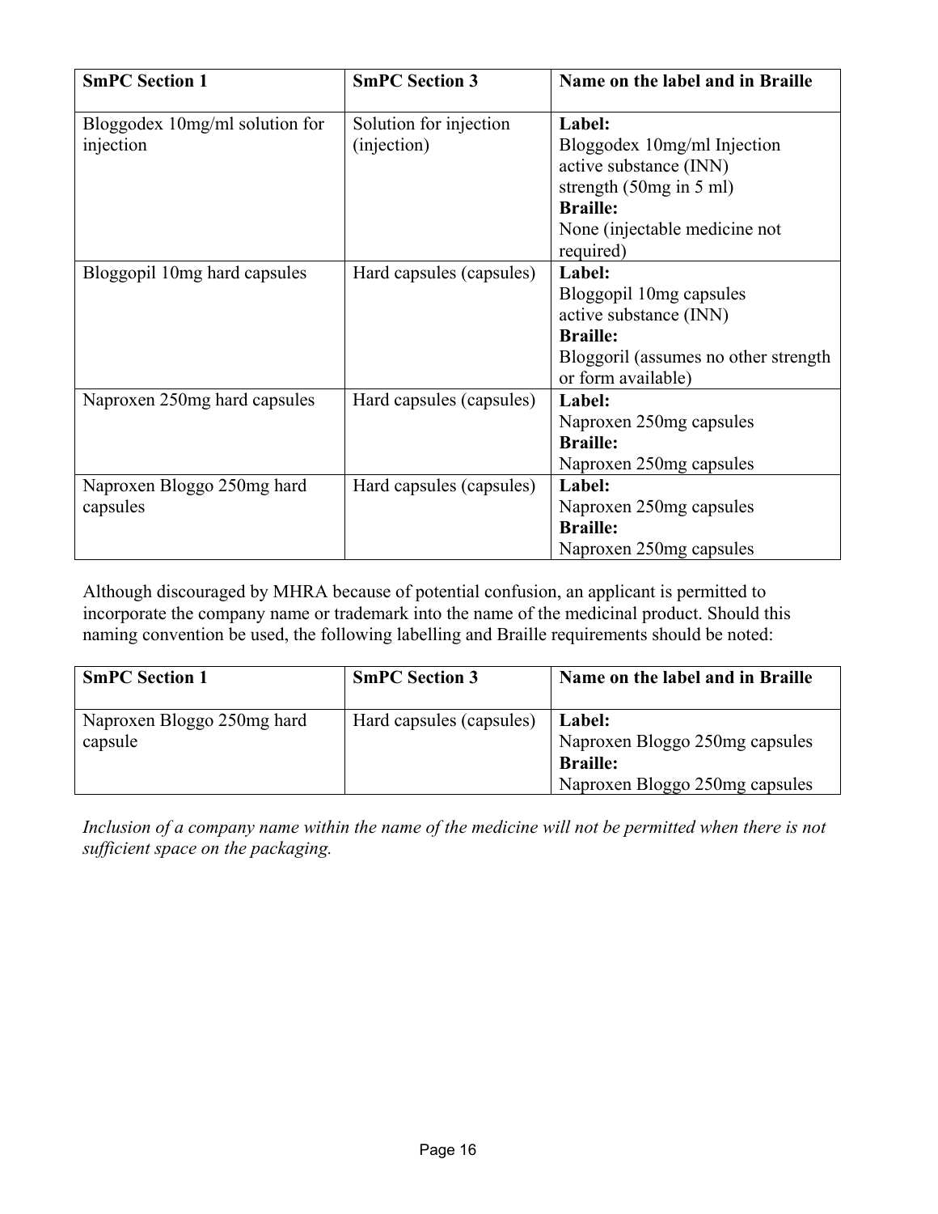| SmPC Section 1 | SmPC Section 3 | Name on the label and in Braille |
|---|---|---|
| Bloggodex 10mg/ml solution for injection | Solution for injection (injection) | **Label:**<br>Bloggodex 10mg/ml Injection<br>active substance (INN)<br>strength (50mg in 5 ml)<br>**Braille:**<br>None (injectable medicine not required) |
| Bloggopil 10mg hard capsules | Hard capsules (capsules) | **Label:**<br>Bloggopil 10mg capsules<br>active substance (INN)<br>**Braille:**<br>Bloggoril (assumes no other strength or form available) |
| Naproxen 250mg hard capsules | Hard capsules (capsules) | **Label:**<br>Naproxen 250mg capsules<br>**Braille:**<br>Naproxen 250mg capsules |
| Naproxen Bloggo 250mg hard capsules | Hard capsules (capsules) | **Label:**<br>Naproxen 250mg capsules<br>**Braille:**<br>Naproxen 250mg capsules |

Although discouraged by MHRA because of potential confusion, an applicant is permitted to incorporate the company name or trademark into the name of the medicinal product. Should this naming convention be used, the following labelling and Braille requirements should be noted:

| SmPC Section 1 | SmPC Section 3 | Name on the label and in Braille |
|---|---|---|
| Naproxen Bloggo 250mg hard capsule | Hard capsules (capsules) | **Label:**<br>Naproxen Bloggo 250mg capsules<br>**Braille:**<br>Naproxen Bloggo 250mg capsules |

*Inclusion of a company name within the name of the medicine will not be permitted when there is not sufficient space on the packaging.*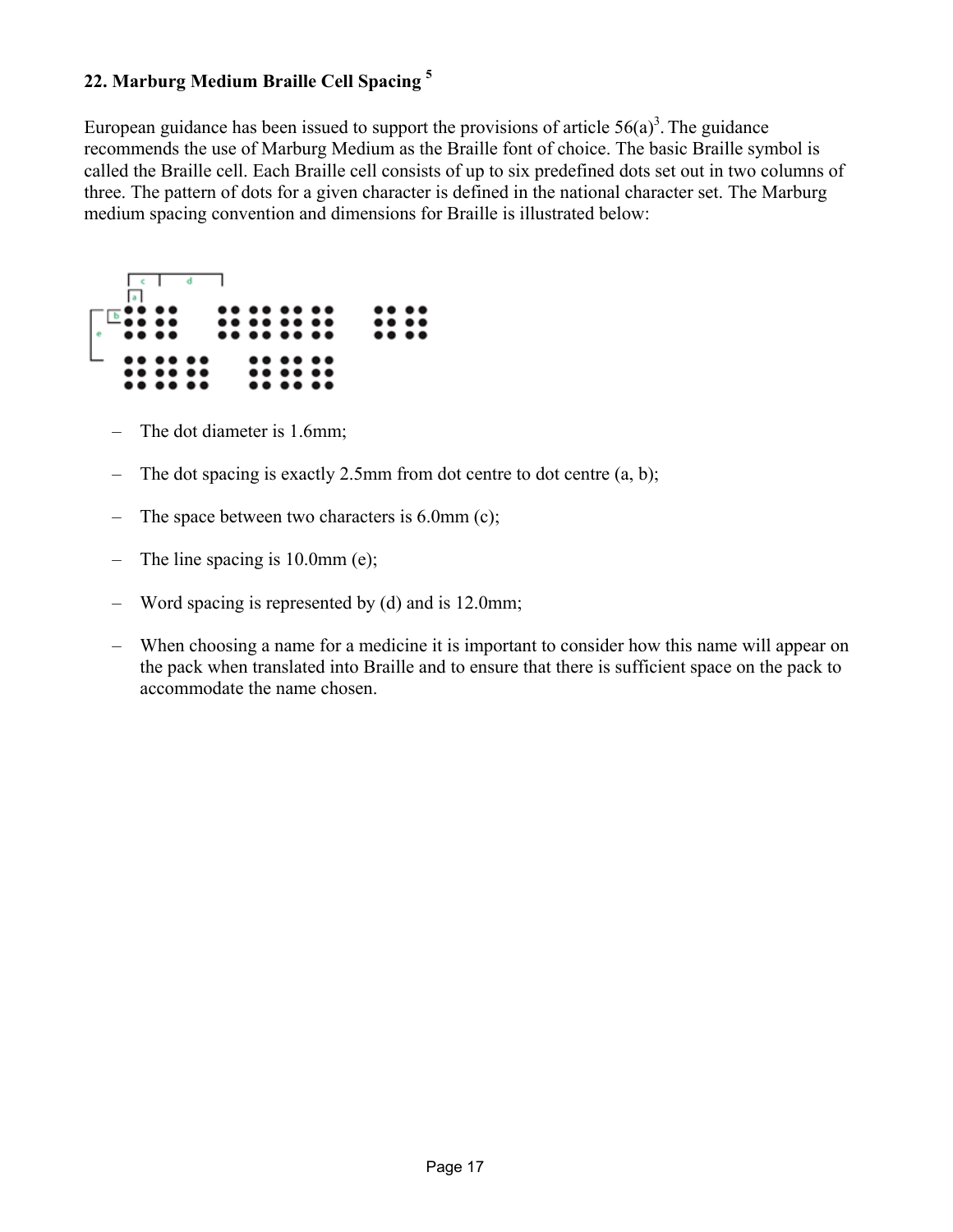## 22. Marburg Medium Braille Cell Spacing [5]

European guidance has been issued to support the provisions of article 56(a)[3]. The guidance recommends the use of Marburg Medium as the Braille font of choice. The basic Braille symbol is called the Braille cell. Each Braille cell consists of up to six predefined dots set out in two columns of three. The pattern of dots for a given character is defined in the national character set. The Marburg medium spacing convention and dimensions for Braille is illustrated below:

- The dot diameter is 1.6mm;
- The dot spacing is exactly 2.5mm from dot centre to dot centre (a, b);
- The space between two characters is 6.0mm (c);
- The line spacing is 10.0mm (e);
- Word spacing is represented by (d) and is 12.0mm;
- When choosing a name for a medicine it is important to consider how this name will appear on the pack when translated into Braille and to ensure that there is sufficient space on the pack to accommodate the name chosen.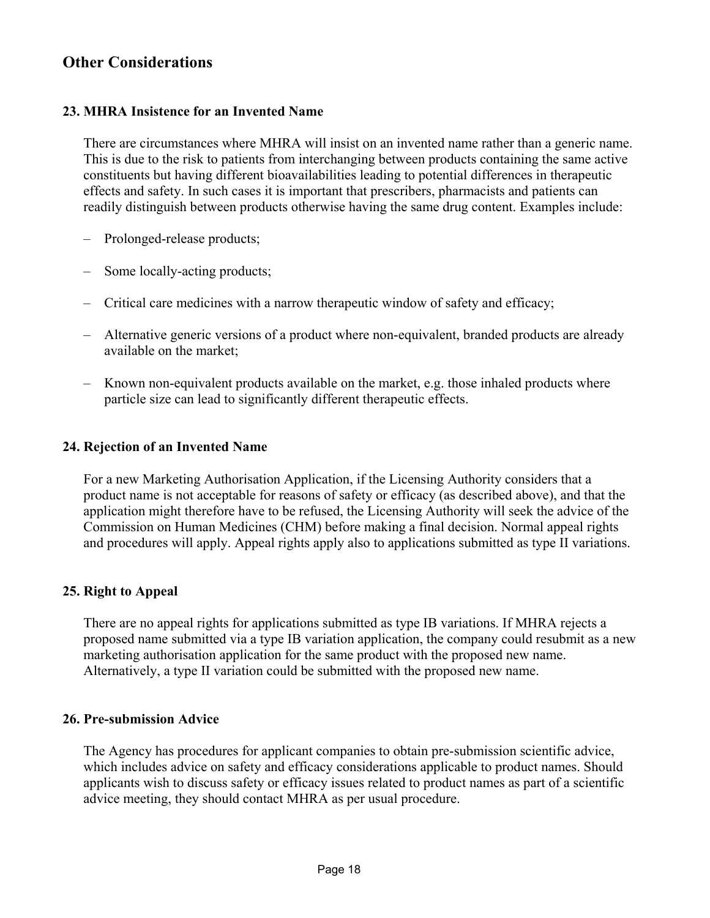## Other Considerations

### 23. MHRA Insistence for an Invented Name

There are circumstances where MHRA will insist on an invented name rather than a generic name. This is due to the risk to patients from interchanging between products containing the same active constituents but having different bioavailabilities leading to potential differences in therapeutic effects and safety. In such cases it is important that prescribers, pharmacists and patients can readily distinguish between products otherwise having the same drug content. Examples include:

- Prolonged-release products;
- Some locally-acting products;
- Critical care medicines with a narrow therapeutic window of safety and efficacy;
- Alternative generic versions of a product where non-equivalent, branded products are already available on the market;
- Known non-equivalent products available on the market, e.g. those inhaled products where particle size can lead to significantly different therapeutic effects.

### 24. Rejection of an Invented Name

For a new Marketing Authorisation Application, if the Licensing Authority considers that a product name is not acceptable for reasons of safety or efficacy (as described above), and that the application might therefore have to be refused, the Licensing Authority will seek the advice of the Commission on Human Medicines (CHM) before making a final decision. Normal appeal rights and procedures will apply. Appeal rights apply also to applications submitted as type II variations.

### 25. Right to Appeal

There are no appeal rights for applications submitted as type IB variations. If MHRA rejects a proposed name submitted via a type IB variation application, the company could resubmit as a new marketing authorisation application for the same product with the proposed new name. Alternatively, a type II variation could be submitted with the proposed new name.

### 26. Pre-submission Advice

The Agency has procedures for applicant companies to obtain pre-submission scientific advice, which includes advice on safety and efficacy considerations applicable to product names. Should applicants wish to discuss safety or efficacy issues related to product names as part of a scientific advice meeting, they should contact MHRA as per usual procedure.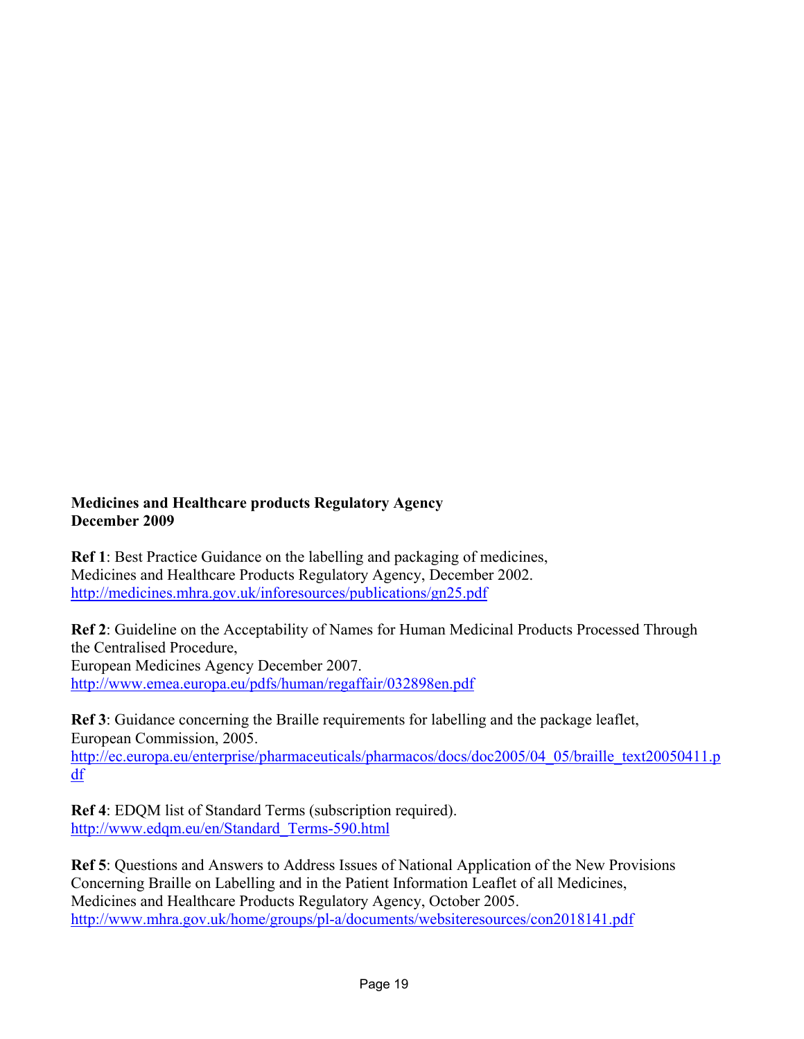**Medicines and Healthcare products Regulatory Agency**
**December 2009**

**Ref 1**: Best Practice Guidance on the labelling and packaging of medicines, Medicines and Healthcare Products Regulatory Agency, December 2002.
http://medicines.mhra.gov.uk/inforesources/publications/gn25.pdf

**Ref 2**: Guideline on the Acceptability of Names for Human Medicinal Products Processed Through the Centralised Procedure,
European Medicines Agency December 2007.
http://www.emea.europa.eu/pdfs/human/regaffair/032898en.pdf

**Ref 3**: Guidance concerning the Braille requirements for labelling and the package leaflet, European Commission, 2005.
http://ec.europa.eu/enterprise/pharmaceuticals/pharmacos/docs/doc2005/04_05/braille_text20050411.pdf

**Ref 4**: EDQM list of Standard Terms (subscription required).
http://www.edqm.eu/en/Standard_Terms-590.html

**Ref 5**: Questions and Answers to Address Issues of National Application of the New Provisions Concerning Braille on Labelling and in the Patient Information Leaflet of all Medicines, Medicines and Healthcare Products Regulatory Agency, October 2005.
http://www.mhra.gov.uk/home/groups/pl-a/documents/websiteresources/con2018141.pdf